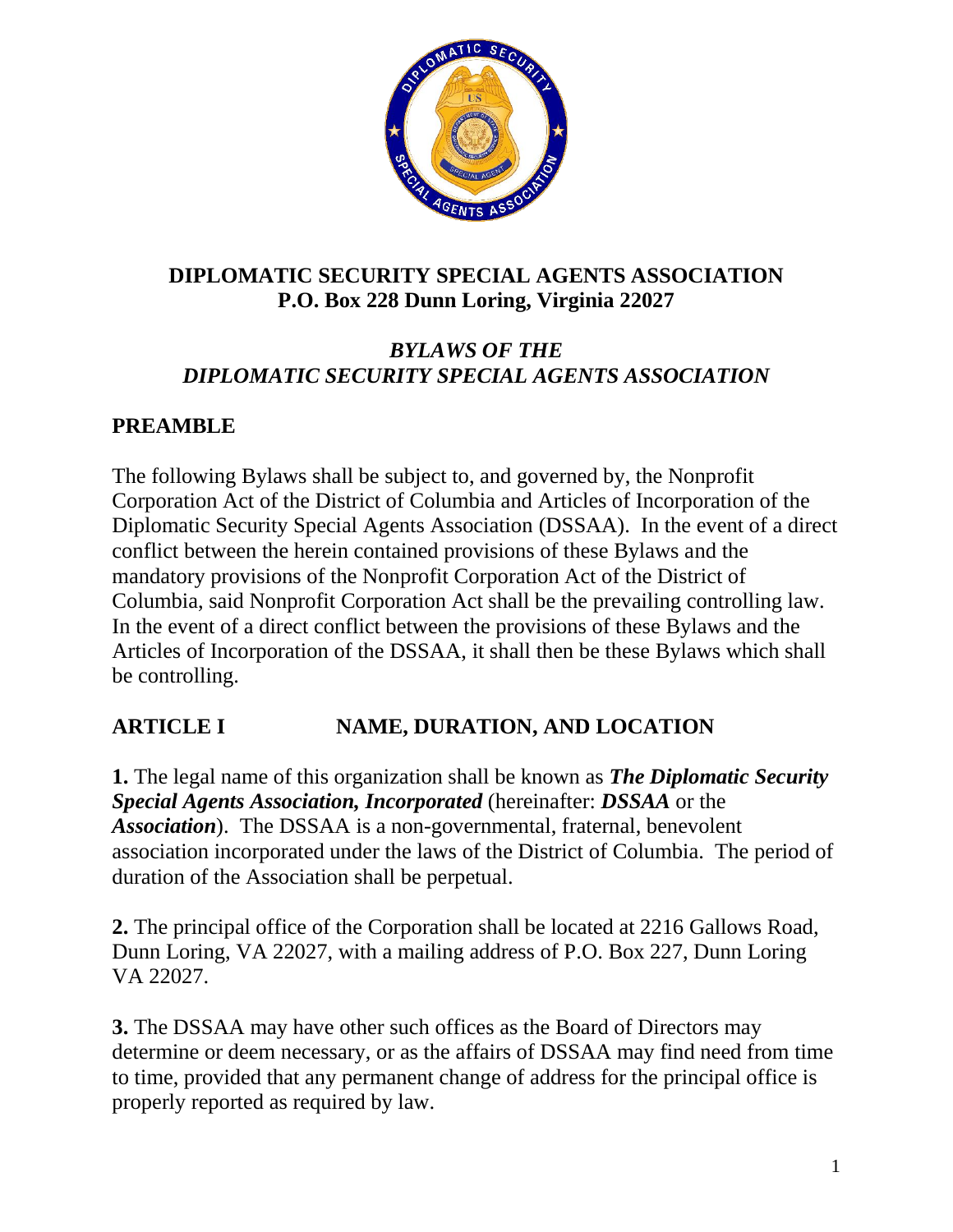# DIPLOMATIC SECURITY SPECIAL AGENTS ASSOCIATION
## P.O. Box 228 Dunn Loring, Virginia 22027

## *BYLAWS OF THE DIPLOMATIC SECURITY SPECIAL AGENTS ASSOCIATION*

## PREAMBLE

The following Bylaws shall be subject to, and governed by, the Nonprofit Corporation Act of the District of Columbia and Articles of Incorporation of the Diplomatic Security Special Agents Association (DSSAA). In the event of a direct conflict between the herein contained provisions of these Bylaws and the mandatory provisions of the Nonprofit Corporation Act of the District of Columbia, said Nonprofit Corporation Act shall be the prevailing controlling law. In the event of a direct conflict between the provisions of these Bylaws and the Articles of Incorporation of the DSSAA, it shall then be these Bylaws which shall be controlling.

## ARTICLE I NAME, DURATION, AND LOCATION

**1.** The legal name of this organization shall be known as ***The Diplomatic Security Special Agents Association, Incorporated*** (hereinafter: ***DSSAA*** or the ***Association***). The DSSAA is a non-governmental, fraternal, benevolent association incorporated under the laws of the District of Columbia. The period of duration of the Association shall be perpetual.

**2.** The principal office of the Corporation shall be located at 2216 Gallows Road, Dunn Loring, VA 22027, with a mailing address of P.O. Box 227, Dunn Loring VA 22027.

**3.** The DSSAA may have other such offices as the Board of Directors may determine or deem necessary, or as the affairs of DSSAA may find need from time to time, provided that any permanent change of address for the principal office is properly reported as required by law.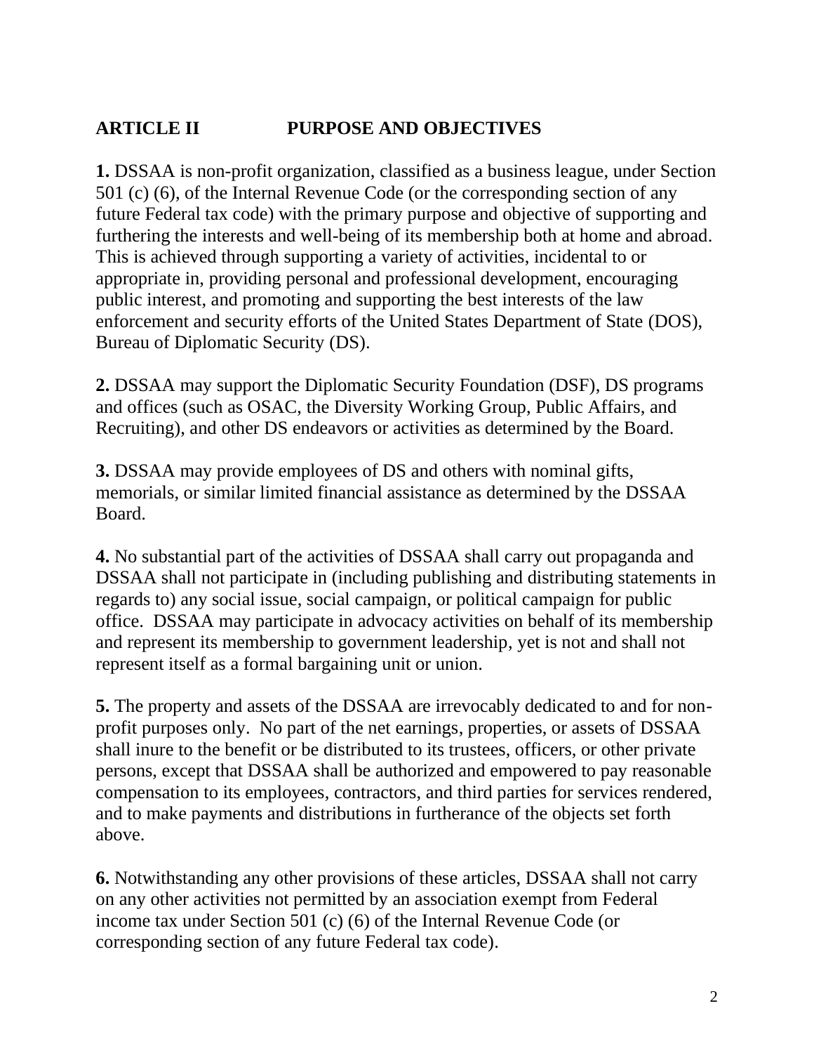## ARTICLE II PURPOSE AND OBJECTIVES

**1.** DSSAA is non-profit organization, classified as a business league, under Section 501 (c) (6), of the Internal Revenue Code (or the corresponding section of any future Federal tax code) with the primary purpose and objective of supporting and furthering the interests and well-being of its membership both at home and abroad. This is achieved through supporting a variety of activities, incidental to or appropriate in, providing personal and professional development, encouraging public interest, and promoting and supporting the best interests of the law enforcement and security efforts of the United States Department of State (DOS), Bureau of Diplomatic Security (DS).

**2.** DSSAA may support the Diplomatic Security Foundation (DSF), DS programs and offices (such as OSAC, the Diversity Working Group, Public Affairs, and Recruiting), and other DS endeavors or activities as determined by the Board.

**3.** DSSAA may provide employees of DS and others with nominal gifts, memorials, or similar limited financial assistance as determined by the DSSAA Board.

**4.** No substantial part of the activities of DSSAA shall carry out propaganda and DSSAA shall not participate in (including publishing and distributing statements in regards to) any social issue, social campaign, or political campaign for public office. DSSAA may participate in advocacy activities on behalf of its membership and represent its membership to government leadership, yet is not and shall not represent itself as a formal bargaining unit or union.

**5.** The property and assets of the DSSAA are irrevocably dedicated to and for non-profit purposes only. No part of the net earnings, properties, or assets of DSSAA shall inure to the benefit or be distributed to its trustees, officers, or other private persons, except that DSSAA shall be authorized and empowered to pay reasonable compensation to its employees, contractors, and third parties for services rendered, and to make payments and distributions in furtherance of the objects set forth above.

**6.** Notwithstanding any other provisions of these articles, DSSAA shall not carry on any other activities not permitted by an association exempt from Federal income tax under Section 501 (c) (6) of the Internal Revenue Code (or corresponding section of any future Federal tax code).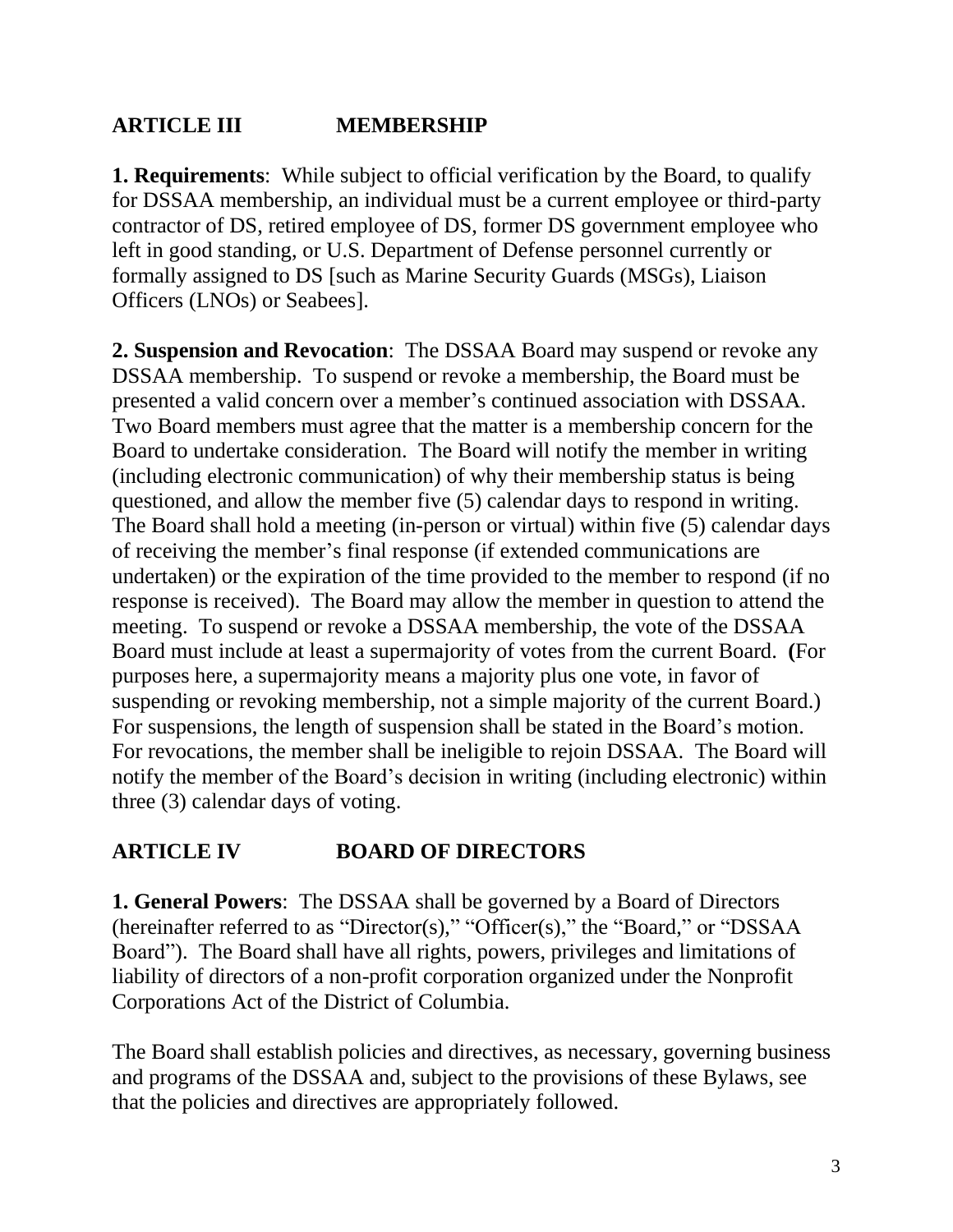## ARTICLE III MEMBERSHIP

**1. Requirements**: While subject to official verification by the Board, to qualify for DSSAA membership, an individual must be a current employee or third-party contractor of DS, retired employee of DS, former DS government employee who left in good standing, or U.S. Department of Defense personnel currently or formally assigned to DS [such as Marine Security Guards (MSGs), Liaison Officers (LNOs) or Seabees].

**2. Suspension and Revocation**: The DSSAA Board may suspend or revoke any DSSAA membership. To suspend or revoke a membership, the Board must be presented a valid concern over a member's continued association with DSSAA. Two Board members must agree that the matter is a membership concern for the Board to undertake consideration. The Board will notify the member in writing (including electronic communication) of why their membership status is being questioned, and allow the member five (5) calendar days to respond in writing. The Board shall hold a meeting (in-person or virtual) within five (5) calendar days of receiving the member's final response (if extended communications are undertaken) or the expiration of the time provided to the member to respond (if no response is received). The Board may allow the member in question to attend the meeting. To suspend or revoke a DSSAA membership, the vote of the DSSAA Board must include at least a supermajority of votes from the current Board. **(**For purposes here, a supermajority means a majority plus one vote, in favor of suspending or revoking membership, not a simple majority of the current Board.) For suspensions, the length of suspension shall be stated in the Board's motion. For revocations, the member shall be ineligible to rejoin DSSAA. The Board will notify the member of the Board's decision in writing (including electronic) within three (3) calendar days of voting.

## ARTICLE IV BOARD OF DIRECTORS

**1. General Powers**: The DSSAA shall be governed by a Board of Directors (hereinafter referred to as "Director(s)," "Officer(s)," the "Board," or "DSSAA Board"). The Board shall have all rights, powers, privileges and limitations of liability of directors of a non-profit corporation organized under the Nonprofit Corporations Act of the District of Columbia.

The Board shall establish policies and directives, as necessary, governing business and programs of the DSSAA and, subject to the provisions of these Bylaws, see that the policies and directives are appropriately followed.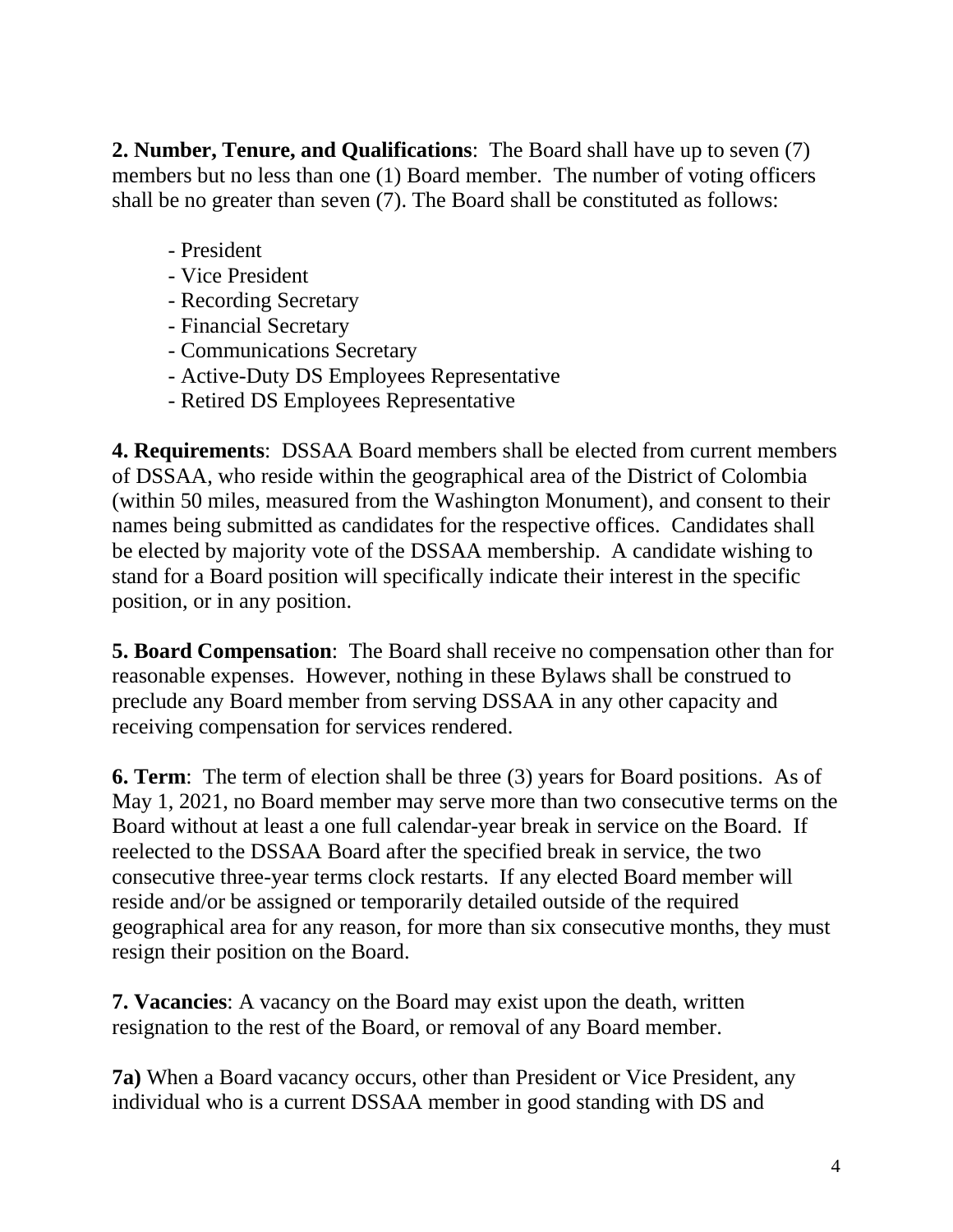**2. Number, Tenure, and Qualifications**: The Board shall have up to seven (7) members but no less than one (1) Board member. The number of voting officers shall be no greater than seven (7). The Board shall be constituted as follows:

- President
- Vice President
- Recording Secretary
- Financial Secretary
- Communications Secretary
- Active-Duty DS Employees Representative
- Retired DS Employees Representative

**4. Requirements**: DSSAA Board members shall be elected from current members of DSSAA, who reside within the geographical area of the District of Colombia (within 50 miles, measured from the Washington Monument), and consent to their names being submitted as candidates for the respective offices. Candidates shall be elected by majority vote of the DSSAA membership. A candidate wishing to stand for a Board position will specifically indicate their interest in the specific position, or in any position.

**5. Board Compensation**: The Board shall receive no compensation other than for reasonable expenses. However, nothing in these Bylaws shall be construed to preclude any Board member from serving DSSAA in any other capacity and receiving compensation for services rendered.

**6. Term**: The term of election shall be three (3) years for Board positions. As of May 1, 2021, no Board member may serve more than two consecutive terms on the Board without at least a one full calendar-year break in service on the Board. If reelected to the DSSAA Board after the specified break in service, the two consecutive three-year terms clock restarts. If any elected Board member will reside and/or be assigned or temporarily detailed outside of the required geographical area for any reason, for more than six consecutive months, they must resign their position on the Board.

**7. Vacancies**: A vacancy on the Board may exist upon the death, written resignation to the rest of the Board, or removal of any Board member.

**7a)** When a Board vacancy occurs, other than President or Vice President, any individual who is a current DSSAA member in good standing with DS and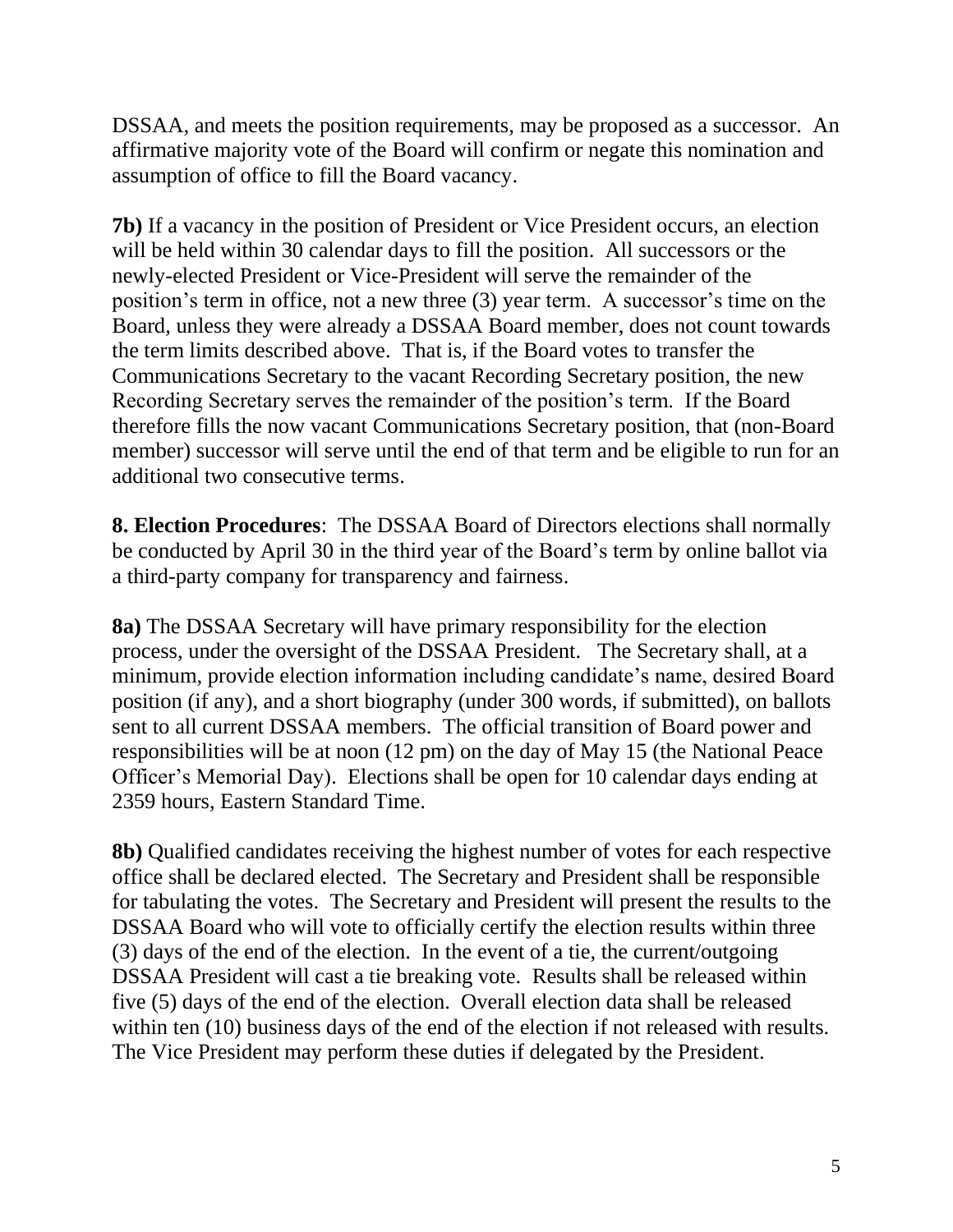DSSAA, and meets the position requirements, may be proposed as a successor. An affirmative majority vote of the Board will confirm or negate this nomination and assumption of office to fill the Board vacancy.

**7b)** If a vacancy in the position of President or Vice President occurs, an election will be held within 30 calendar days to fill the position. All successors or the newly-elected President or Vice-President will serve the remainder of the position's term in office, not a new three (3) year term. A successor's time on the Board, unless they were already a DSSAA Board member, does not count towards the term limits described above. That is, if the Board votes to transfer the Communications Secretary to the vacant Recording Secretary position, the new Recording Secretary serves the remainder of the position's term. If the Board therefore fills the now vacant Communications Secretary position, that (non-Board member) successor will serve until the end of that term and be eligible to run for an additional two consecutive terms.

**8. Election Procedures**: The DSSAA Board of Directors elections shall normally be conducted by April 30 in the third year of the Board's term by online ballot via a third-party company for transparency and fairness.

**8a)** The DSSAA Secretary will have primary responsibility for the election process, under the oversight of the DSSAA President. The Secretary shall, at a minimum, provide election information including candidate's name, desired Board position (if any), and a short biography (under 300 words, if submitted), on ballots sent to all current DSSAA members. The official transition of Board power and responsibilities will be at noon (12 pm) on the day of May 15 (the National Peace Officer's Memorial Day). Elections shall be open for 10 calendar days ending at 2359 hours, Eastern Standard Time.

**8b)** Qualified candidates receiving the highest number of votes for each respective office shall be declared elected. The Secretary and President shall be responsible for tabulating the votes. The Secretary and President will present the results to the DSSAA Board who will vote to officially certify the election results within three (3) days of the end of the election. In the event of a tie, the current/outgoing DSSAA President will cast a tie breaking vote. Results shall be released within five (5) days of the end of the election. Overall election data shall be released within ten (10) business days of the end of the election if not released with results. The Vice President may perform these duties if delegated by the President.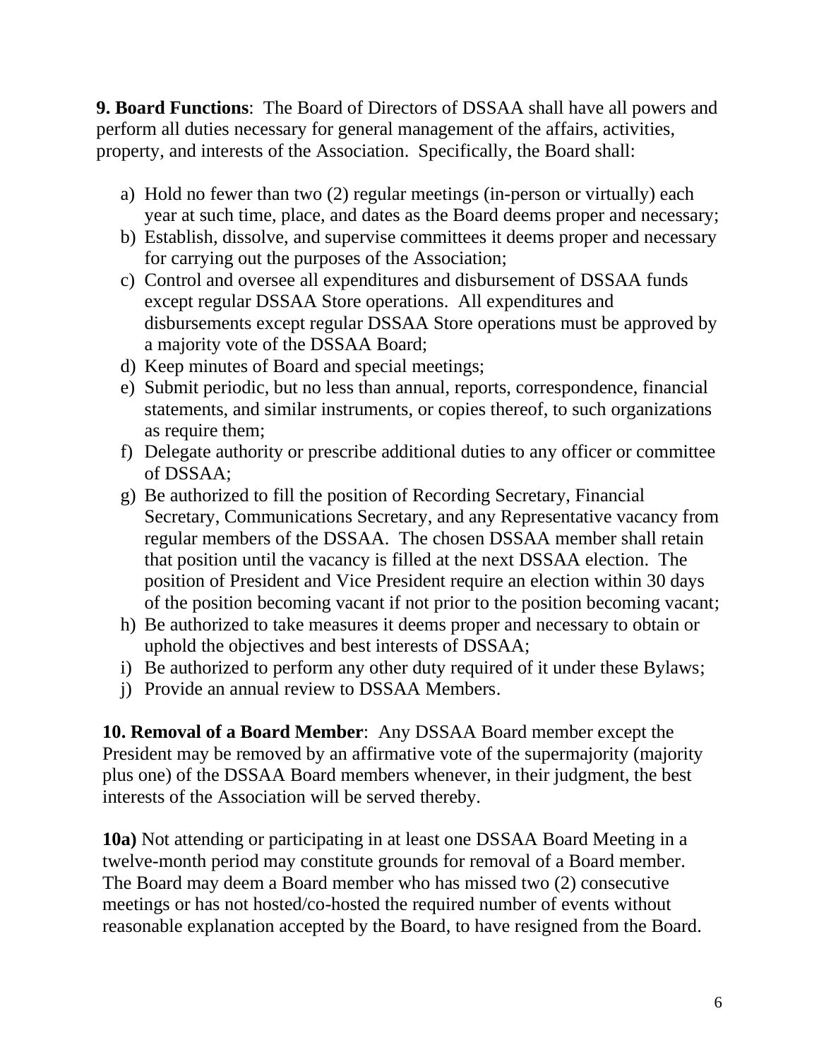**9. Board Functions**: The Board of Directors of DSSAA shall have all powers and perform all duties necessary for general management of the affairs, activities, property, and interests of the Association. Specifically, the Board shall:

a) Hold no fewer than two (2) regular meetings (in-person or virtually) each year at such time, place, and dates as the Board deems proper and necessary;
b) Establish, dissolve, and supervise committees it deems proper and necessary for carrying out the purposes of the Association;
c) Control and oversee all expenditures and disbursement of DSSAA funds except regular DSSAA Store operations. All expenditures and disbursements except regular DSSAA Store operations must be approved by a majority vote of the DSSAA Board;
d) Keep minutes of Board and special meetings;
e) Submit periodic, but no less than annual, reports, correspondence, financial statements, and similar instruments, or copies thereof, to such organizations as require them;
f) Delegate authority or prescribe additional duties to any officer or committee of DSSAA;
g) Be authorized to fill the position of Recording Secretary, Financial Secretary, Communications Secretary, and any Representative vacancy from regular members of the DSSAA. The chosen DSSAA member shall retain that position until the vacancy is filled at the next DSSAA election. The position of President and Vice President require an election within 30 days of the position becoming vacant if not prior to the position becoming vacant;
h) Be authorized to take measures it deems proper and necessary to obtain or uphold the objectives and best interests of DSSAA;
i) Be authorized to perform any other duty required of it under these Bylaws;
j) Provide an annual review to DSSAA Members.

**10. Removal of a Board Member**: Any DSSAA Board member except the President may be removed by an affirmative vote of the supermajority (majority plus one) of the DSSAA Board members whenever, in their judgment, the best interests of the Association will be served thereby.

**10a)** Not attending or participating in at least one DSSAA Board Meeting in a twelve-month period may constitute grounds for removal of a Board member. The Board may deem a Board member who has missed two (2) consecutive meetings or has not hosted/co-hosted the required number of events without reasonable explanation accepted by the Board, to have resigned from the Board.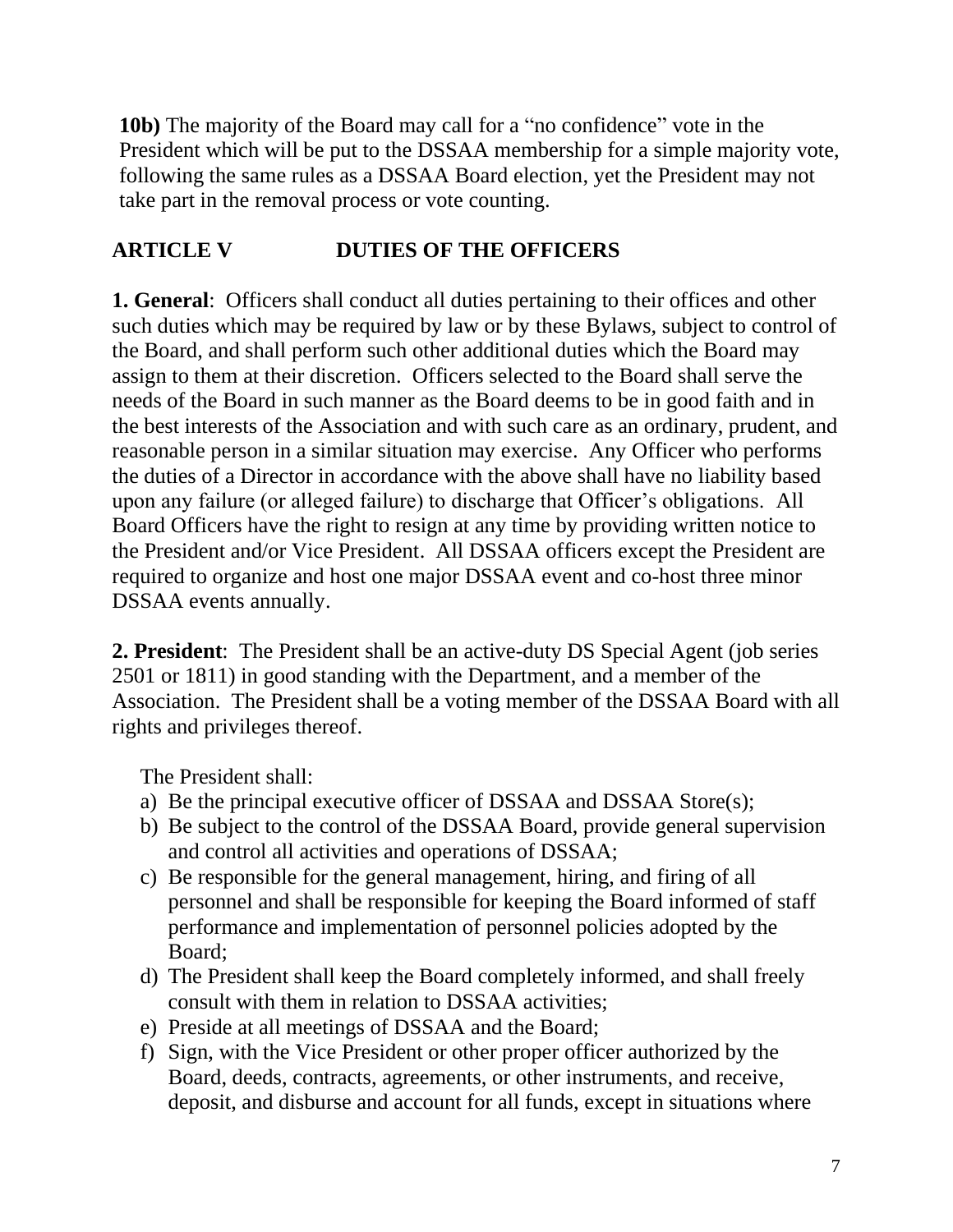**10b)** The majority of the Board may call for a "no confidence" vote in the President which will be put to the DSSAA membership for a simple majority vote, following the same rules as a DSSAA Board election, yet the President may not take part in the removal process or vote counting.

## ARTICLE V DUTIES OF THE OFFICERS

**1. General**: Officers shall conduct all duties pertaining to their offices and other such duties which may be required by law or by these Bylaws, subject to control of the Board, and shall perform such other additional duties which the Board may assign to them at their discretion. Officers selected to the Board shall serve the needs of the Board in such manner as the Board deems to be in good faith and in the best interests of the Association and with such care as an ordinary, prudent, and reasonable person in a similar situation may exercise. Any Officer who performs the duties of a Director in accordance with the above shall have no liability based upon any failure (or alleged failure) to discharge that Officer's obligations. All Board Officers have the right to resign at any time by providing written notice to the President and/or Vice President. All DSSAA officers except the President are required to organize and host one major DSSAA event and co-host three minor DSSAA events annually.

**2. President**: The President shall be an active-duty DS Special Agent (job series 2501 or 1811) in good standing with the Department, and a member of the Association. The President shall be a voting member of the DSSAA Board with all rights and privileges thereof.

The President shall:

a) Be the principal executive officer of DSSAA and DSSAA Store(s);
b) Be subject to the control of the DSSAA Board, provide general supervision and control all activities and operations of DSSAA;
c) Be responsible for the general management, hiring, and firing of all personnel and shall be responsible for keeping the Board informed of staff performance and implementation of personnel policies adopted by the Board;
d) The President shall keep the Board completely informed, and shall freely consult with them in relation to DSSAA activities;
e) Preside at all meetings of DSSAA and the Board;
f) Sign, with the Vice President or other proper officer authorized by the Board, deeds, contracts, agreements, or other instruments, and receive, deposit, and disburse and account for all funds, except in situations where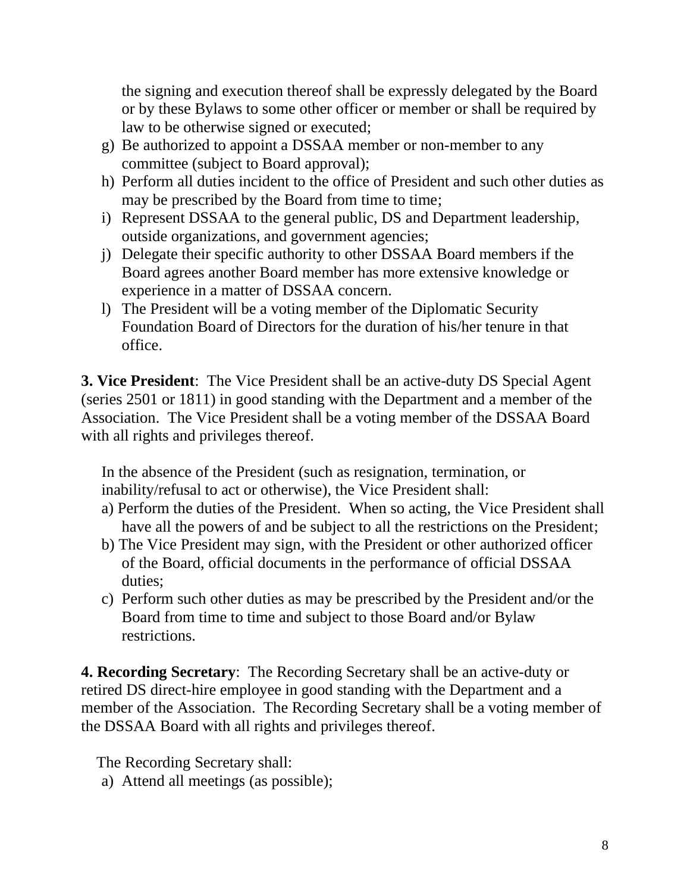the signing and execution thereof shall be expressly delegated by the Board or by these Bylaws to some other officer or member or shall be required by law to be otherwise signed or executed;

g) Be authorized to appoint a DSSAA member or non-member to any committee (subject to Board approval);
h) Perform all duties incident to the office of President and such other duties as may be prescribed by the Board from time to time;
i) Represent DSSAA to the general public, DS and Department leadership, outside organizations, and government agencies;
j) Delegate their specific authority to other DSSAA Board members if the Board agrees another Board member has more extensive knowledge or experience in a matter of DSSAA concern.
l) The President will be a voting member of the Diplomatic Security Foundation Board of Directors for the duration of his/her tenure in that office.

**3. Vice President**: The Vice President shall be an active-duty DS Special Agent (series 2501 or 1811) in good standing with the Department and a member of the Association. The Vice President shall be a voting member of the DSSAA Board with all rights and privileges thereof.

In the absence of the President (such as resignation, termination, or inability/refusal to act or otherwise), the Vice President shall:

a) Perform the duties of the President. When so acting, the Vice President shall have all the powers of and be subject to all the restrictions on the President;
b) The Vice President may sign, with the President or other authorized officer of the Board, official documents in the performance of official DSSAA duties;
c) Perform such other duties as may be prescribed by the President and/or the Board from time to time and subject to those Board and/or Bylaw restrictions.

**4. Recording Secretary**: The Recording Secretary shall be an active-duty or retired DS direct-hire employee in good standing with the Department and a member of the Association. The Recording Secretary shall be a voting member of the DSSAA Board with all rights and privileges thereof.

The Recording Secretary shall:

a) Attend all meetings (as possible);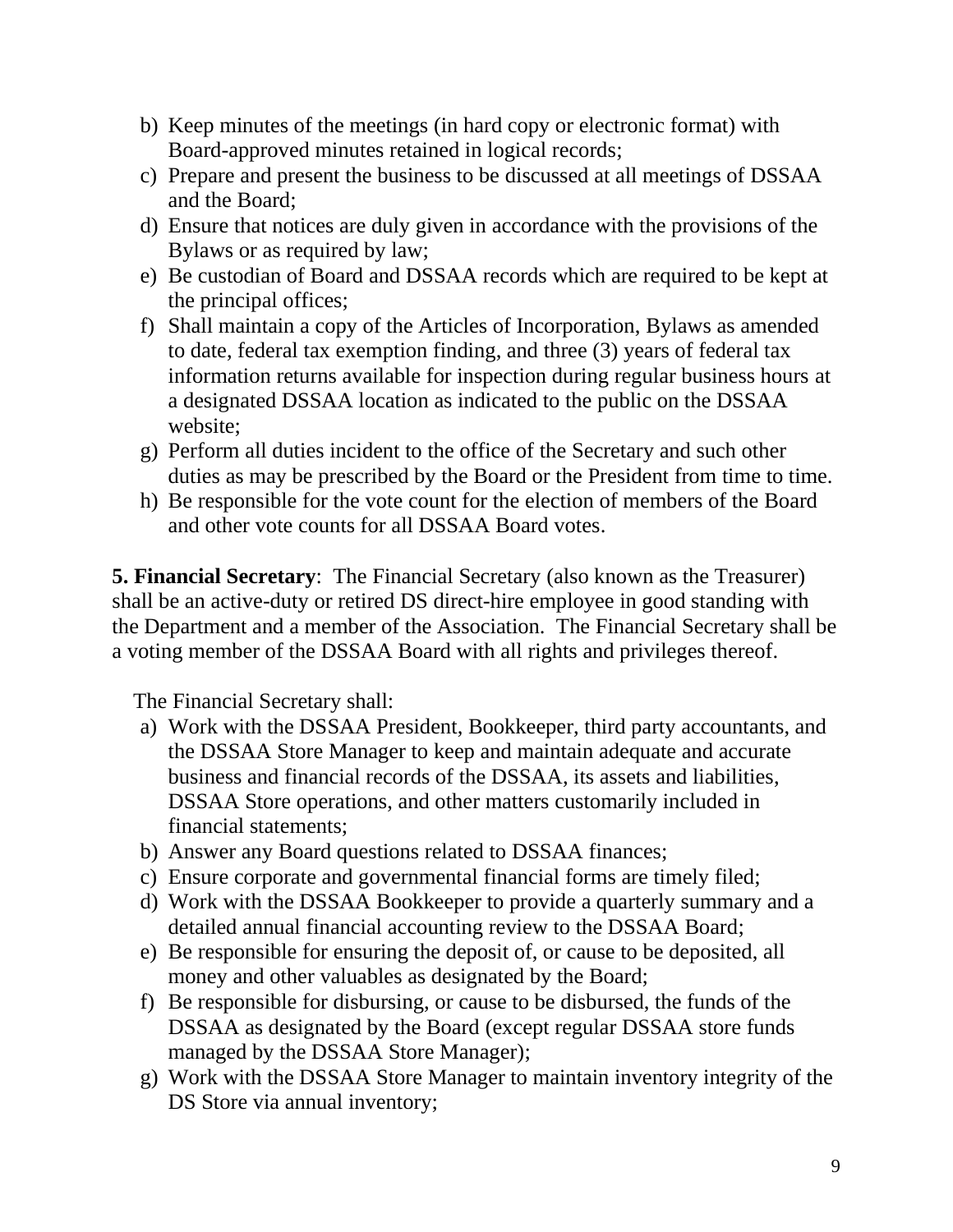b) Keep minutes of the meetings (in hard copy or electronic format) with Board-approved minutes retained in logical records;
c) Prepare and present the business to be discussed at all meetings of DSSAA and the Board;
d) Ensure that notices are duly given in accordance with the provisions of the Bylaws or as required by law;
e) Be custodian of Board and DSSAA records which are required to be kept at the principal offices;
f) Shall maintain a copy of the Articles of Incorporation, Bylaws as amended to date, federal tax exemption finding, and three (3) years of federal tax information returns available for inspection during regular business hours at a designated DSSAA location as indicated to the public on the DSSAA website;
g) Perform all duties incident to the office of the Secretary and such other duties as may be prescribed by the Board or the President from time to time.
h) Be responsible for the vote count for the election of members of the Board and other vote counts for all DSSAA Board votes.

**5. Financial Secretary**: The Financial Secretary (also known as the Treasurer) shall be an active-duty or retired DS direct-hire employee in good standing with the Department and a member of the Association. The Financial Secretary shall be a voting member of the DSSAA Board with all rights and privileges thereof.

The Financial Secretary shall:

a) Work with the DSSAA President, Bookkeeper, third party accountants, and the DSSAA Store Manager to keep and maintain adequate and accurate business and financial records of the DSSAA, its assets and liabilities, DSSAA Store operations, and other matters customarily included in financial statements;
b) Answer any Board questions related to DSSAA finances;
c) Ensure corporate and governmental financial forms are timely filed;
d) Work with the DSSAA Bookkeeper to provide a quarterly summary and a detailed annual financial accounting review to the DSSAA Board;
e) Be responsible for ensuring the deposit of, or cause to be deposited, all money and other valuables as designated by the Board;
f) Be responsible for disbursing, or cause to be disbursed, the funds of the DSSAA as designated by the Board (except regular DSSAA store funds managed by the DSSAA Store Manager);
g) Work with the DSSAA Store Manager to maintain inventory integrity of the DS Store via annual inventory;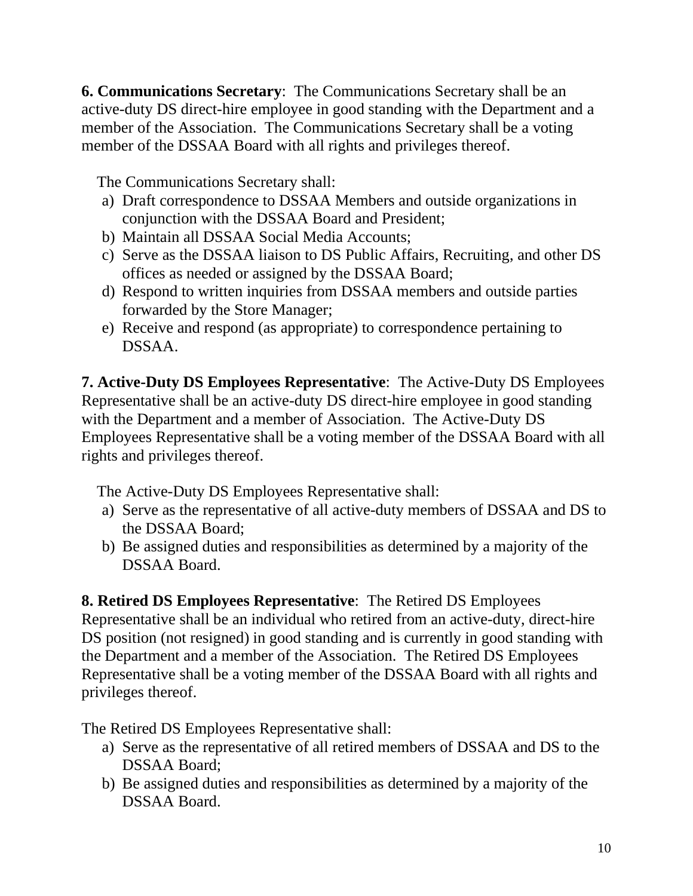**6. Communications Secretary**: The Communications Secretary shall be an active-duty DS direct-hire employee in good standing with the Department and a member of the Association. The Communications Secretary shall be a voting member of the DSSAA Board with all rights and privileges thereof.

The Communications Secretary shall:

a) Draft correspondence to DSSAA Members and outside organizations in conjunction with the DSSAA Board and President;
b) Maintain all DSSAA Social Media Accounts;
c) Serve as the DSSAA liaison to DS Public Affairs, Recruiting, and other DS offices as needed or assigned by the DSSAA Board;
d) Respond to written inquiries from DSSAA members and outside parties forwarded by the Store Manager;
e) Receive and respond (as appropriate) to correspondence pertaining to DSSAA.

**7. Active-Duty DS Employees Representative**: The Active-Duty DS Employees Representative shall be an active-duty DS direct-hire employee in good standing with the Department and a member of Association. The Active-Duty DS Employees Representative shall be a voting member of the DSSAA Board with all rights and privileges thereof.

The Active-Duty DS Employees Representative shall:

a) Serve as the representative of all active-duty members of DSSAA and DS to the DSSAA Board;
b) Be assigned duties and responsibilities as determined by a majority of the DSSAA Board.

**8. Retired DS Employees Representative**: The Retired DS Employees Representative shall be an individual who retired from an active-duty, direct-hire DS position (not resigned) in good standing and is currently in good standing with the Department and a member of the Association. The Retired DS Employees Representative shall be a voting member of the DSSAA Board with all rights and privileges thereof.

The Retired DS Employees Representative shall:

a) Serve as the representative of all retired members of DSSAA and DS to the DSSAA Board;
b) Be assigned duties and responsibilities as determined by a majority of the DSSAA Board.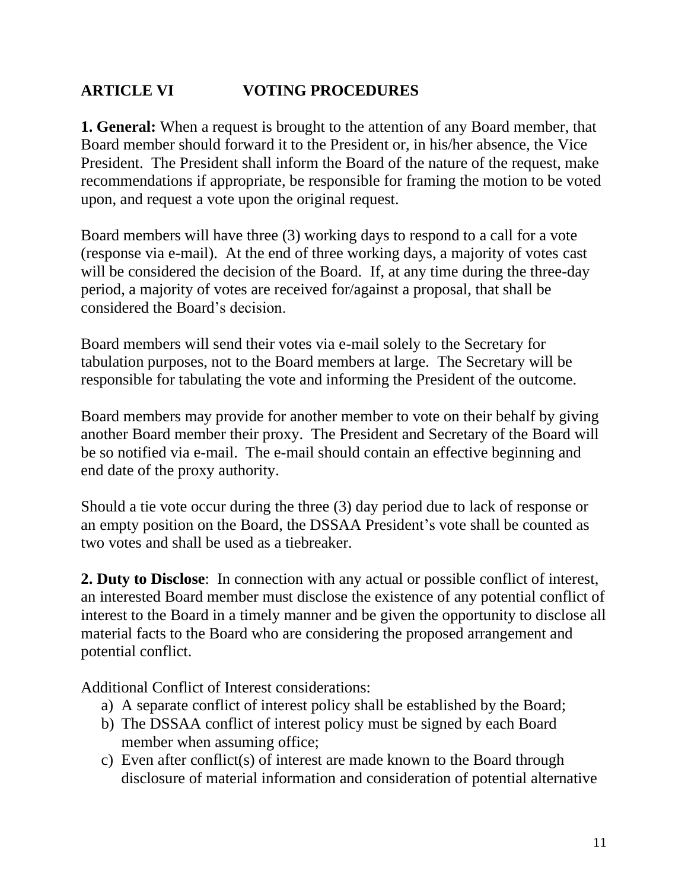## ARTICLE VI VOTING PROCEDURES

**1. General:** When a request is brought to the attention of any Board member, that Board member should forward it to the President or, in his/her absence, the Vice President. The President shall inform the Board of the nature of the request, make recommendations if appropriate, be responsible for framing the motion to be voted upon, and request a vote upon the original request.

Board members will have three (3) working days to respond to a call for a vote (response via e-mail). At the end of three working days, a majority of votes cast will be considered the decision of the Board. If, at any time during the three-day period, a majority of votes are received for/against a proposal, that shall be considered the Board's decision.

Board members will send their votes via e-mail solely to the Secretary for tabulation purposes, not to the Board members at large. The Secretary will be responsible for tabulating the vote and informing the President of the outcome.

Board members may provide for another member to vote on their behalf by giving another Board member their proxy. The President and Secretary of the Board will be so notified via e-mail. The e-mail should contain an effective beginning and end date of the proxy authority.

Should a tie vote occur during the three (3) day period due to lack of response or an empty position on the Board, the DSSAA President's vote shall be counted as two votes and shall be used as a tiebreaker.

**2. Duty to Disclose**: In connection with any actual or possible conflict of interest, an interested Board member must disclose the existence of any potential conflict of interest to the Board in a timely manner and be given the opportunity to disclose all material facts to the Board who are considering the proposed arrangement and potential conflict.

Additional Conflict of Interest considerations:

a) A separate conflict of interest policy shall be established by the Board;
b) The DSSAA conflict of interest policy must be signed by each Board member when assuming office;
c) Even after conflict(s) of interest are made known to the Board through disclosure of material information and consideration of potential alternative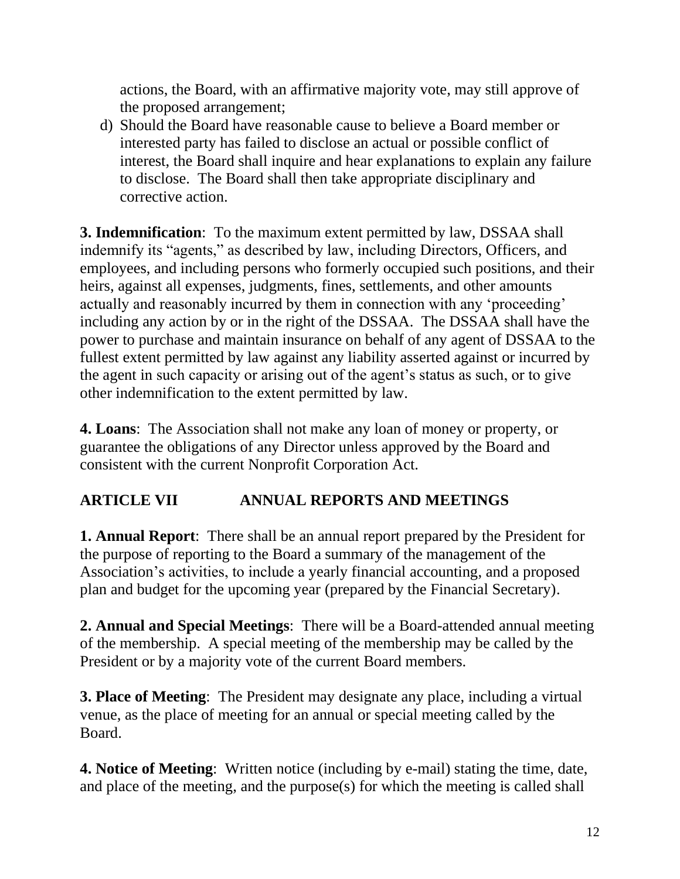actions, the Board, with an affirmative majority vote, may still approve of the proposed arrangement;

d) Should the Board have reasonable cause to believe a Board member or interested party has failed to disclose an actual or possible conflict of interest, the Board shall inquire and hear explanations to explain any failure to disclose. The Board shall then take appropriate disciplinary and corrective action.

**3. Indemnification**: To the maximum extent permitted by law, DSSAA shall indemnify its "agents," as described by law, including Directors, Officers, and employees, and including persons who formerly occupied such positions, and their heirs, against all expenses, judgments, fines, settlements, and other amounts actually and reasonably incurred by them in connection with any 'proceeding' including any action by or in the right of the DSSAA. The DSSAA shall have the power to purchase and maintain insurance on behalf of any agent of DSSAA to the fullest extent permitted by law against any liability asserted against or incurred by the agent in such capacity or arising out of the agent's status as such, or to give other indemnification to the extent permitted by law.

**4. Loans**: The Association shall not make any loan of money or property, or guarantee the obligations of any Director unless approved by the Board and consistent with the current Nonprofit Corporation Act.

## ARTICLE VII ANNUAL REPORTS AND MEETINGS

**1. Annual Report**: There shall be an annual report prepared by the President for the purpose of reporting to the Board a summary of the management of the Association's activities, to include a yearly financial accounting, and a proposed plan and budget for the upcoming year (prepared by the Financial Secretary).

**2. Annual and Special Meetings**: There will be a Board-attended annual meeting of the membership. A special meeting of the membership may be called by the President or by a majority vote of the current Board members.

**3. Place of Meeting**: The President may designate any place, including a virtual venue, as the place of meeting for an annual or special meeting called by the Board.

**4. Notice of Meeting**: Written notice (including by e-mail) stating the time, date, and place of the meeting, and the purpose(s) for which the meeting is called shall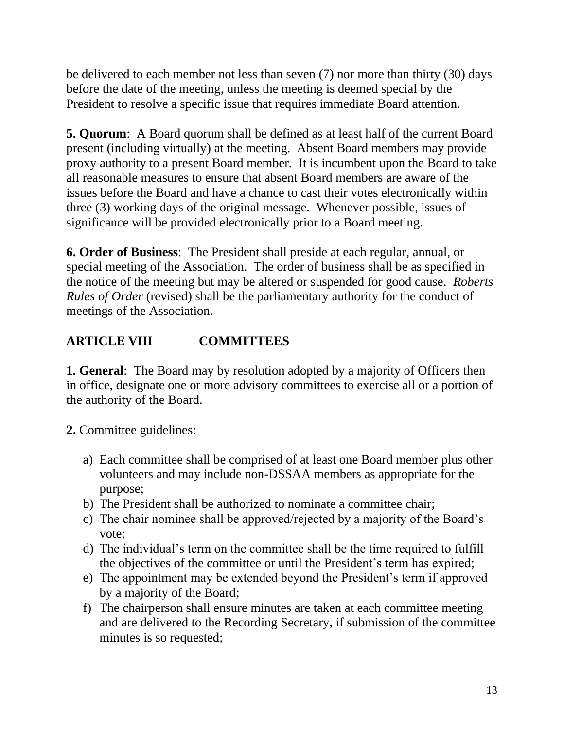be delivered to each member not less than seven (7) nor more than thirty (30) days before the date of the meeting, unless the meeting is deemed special by the President to resolve a specific issue that requires immediate Board attention.

**5. Quorum**: A Board quorum shall be defined as at least half of the current Board present (including virtually) at the meeting. Absent Board members may provide proxy authority to a present Board member. It is incumbent upon the Board to take all reasonable measures to ensure that absent Board members are aware of the issues before the Board and have a chance to cast their votes electronically within three (3) working days of the original message. Whenever possible, issues of significance will be provided electronically prior to a Board meeting.

**6. Order of Business**: The President shall preside at each regular, annual, or special meeting of the Association. The order of business shall be as specified in the notice of the meeting but may be altered or suspended for good cause. *Roberts Rules of Order* (revised) shall be the parliamentary authority for the conduct of meetings of the Association.

## ARTICLE VIII COMMITTEES

**1. General**: The Board may by resolution adopted by a majority of Officers then in office, designate one or more advisory committees to exercise all or a portion of the authority of the Board.

**2.** Committee guidelines:

a) Each committee shall be comprised of at least one Board member plus other volunteers and may include non-DSSAA members as appropriate for the purpose;
b) The President shall be authorized to nominate a committee chair;
c) The chair nominee shall be approved/rejected by a majority of the Board's vote;
d) The individual's term on the committee shall be the time required to fulfill the objectives of the committee or until the President's term has expired;
e) The appointment may be extended beyond the President's term if approved by a majority of the Board;
f) The chairperson shall ensure minutes are taken at each committee meeting and are delivered to the Recording Secretary, if submission of the committee minutes is so requested;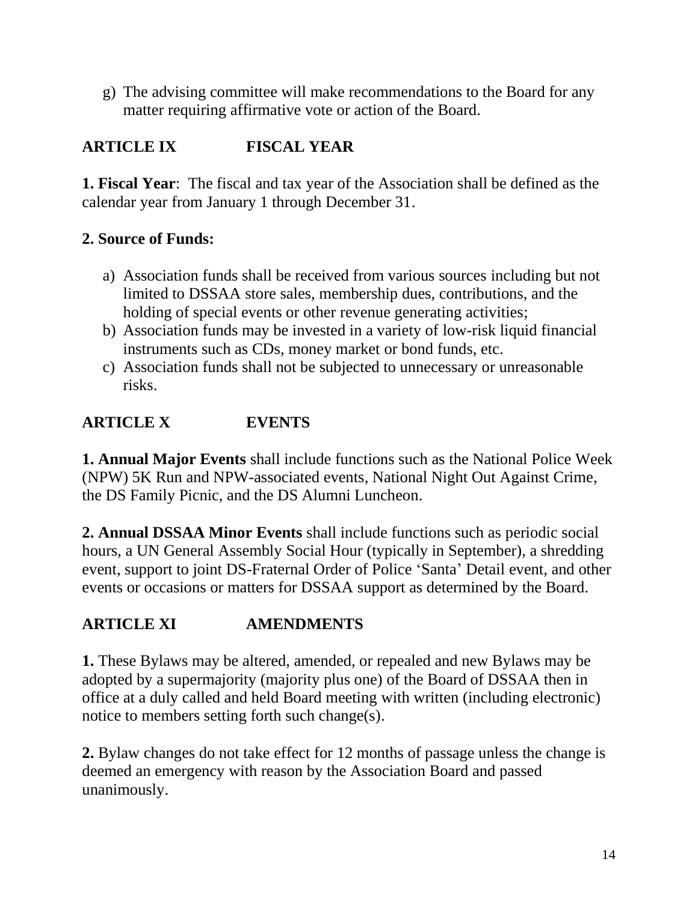g) The advising committee will make recommendations to the Board for any matter requiring affirmative vote or action of the Board.

## ARTICLE IX FISCAL YEAR

**1. Fiscal Year**: The fiscal and tax year of the Association shall be defined as the calendar year from January 1 through December 31.

**2. Source of Funds:**

a) Association funds shall be received from various sources including but not limited to DSSAA store sales, membership dues, contributions, and the holding of special events or other revenue generating activities;
b) Association funds may be invested in a variety of low-risk liquid financial instruments such as CDs, money market or bond funds, etc.
c) Association funds shall not be subjected to unnecessary or unreasonable risks.

## ARTICLE X EVENTS

**1. Annual Major Events** shall include functions such as the National Police Week (NPW) 5K Run and NPW-associated events, National Night Out Against Crime, the DS Family Picnic, and the DS Alumni Luncheon.

**2. Annual DSSAA Minor Events** shall include functions such as periodic social hours, a UN General Assembly Social Hour (typically in September), a shredding event, support to joint DS-Fraternal Order of Police 'Santa' Detail event, and other events or occasions or matters for DSSAA support as determined by the Board.

## ARTICLE XI AMENDMENTS

**1.** These Bylaws may be altered, amended, or repealed and new Bylaws may be adopted by a supermajority (majority plus one) of the Board of DSSAA then in office at a duly called and held Board meeting with written (including electronic) notice to members setting forth such change(s).

**2.** Bylaw changes do not take effect for 12 months of passage unless the change is deemed an emergency with reason by the Association Board and passed unanimously.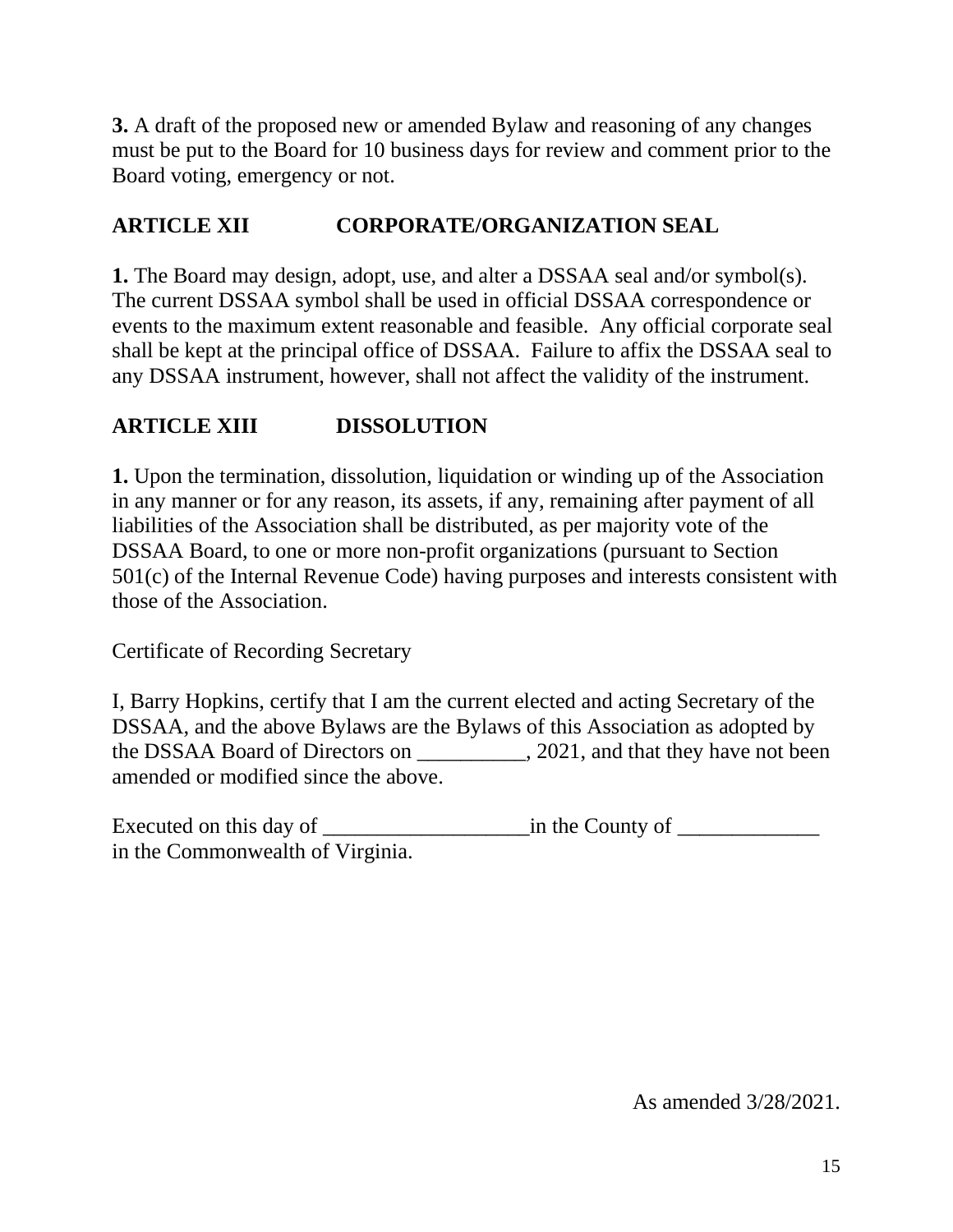**3.** A draft of the proposed new or amended Bylaw and reasoning of any changes must be put to the Board for 10 business days for review and comment prior to the Board voting, emergency or not.

## ARTICLE XII CORPORATE/ORGANIZATION SEAL

**1.** The Board may design, adopt, use, and alter a DSSAA seal and/or symbol(s). The current DSSAA symbol shall be used in official DSSAA correspondence or events to the maximum extent reasonable and feasible. Any official corporate seal shall be kept at the principal office of DSSAA. Failure to affix the DSSAA seal to any DSSAA instrument, however, shall not affect the validity of the instrument.

## ARTICLE XIII DISSOLUTION

**1.** Upon the termination, dissolution, liquidation or winding up of the Association in any manner or for any reason, its assets, if any, remaining after payment of all liabilities of the Association shall be distributed, as per majority vote of the DSSAA Board, to one or more non-profit organizations (pursuant to Section 501(c) of the Internal Revenue Code) having purposes and interests consistent with those of the Association.

Certificate of Recording Secretary

I, Barry Hopkins, certify that I am the current elected and acting Secretary of the DSSAA, and the above Bylaws are the Bylaws of this Association as adopted by the DSSAA Board of Directors on __________, 2021, and that they have not been amended or modified since the above.

Executed on this day of ___________________in the County of _____________ in the Commonwealth of Virginia.

As amended 3/28/2021.